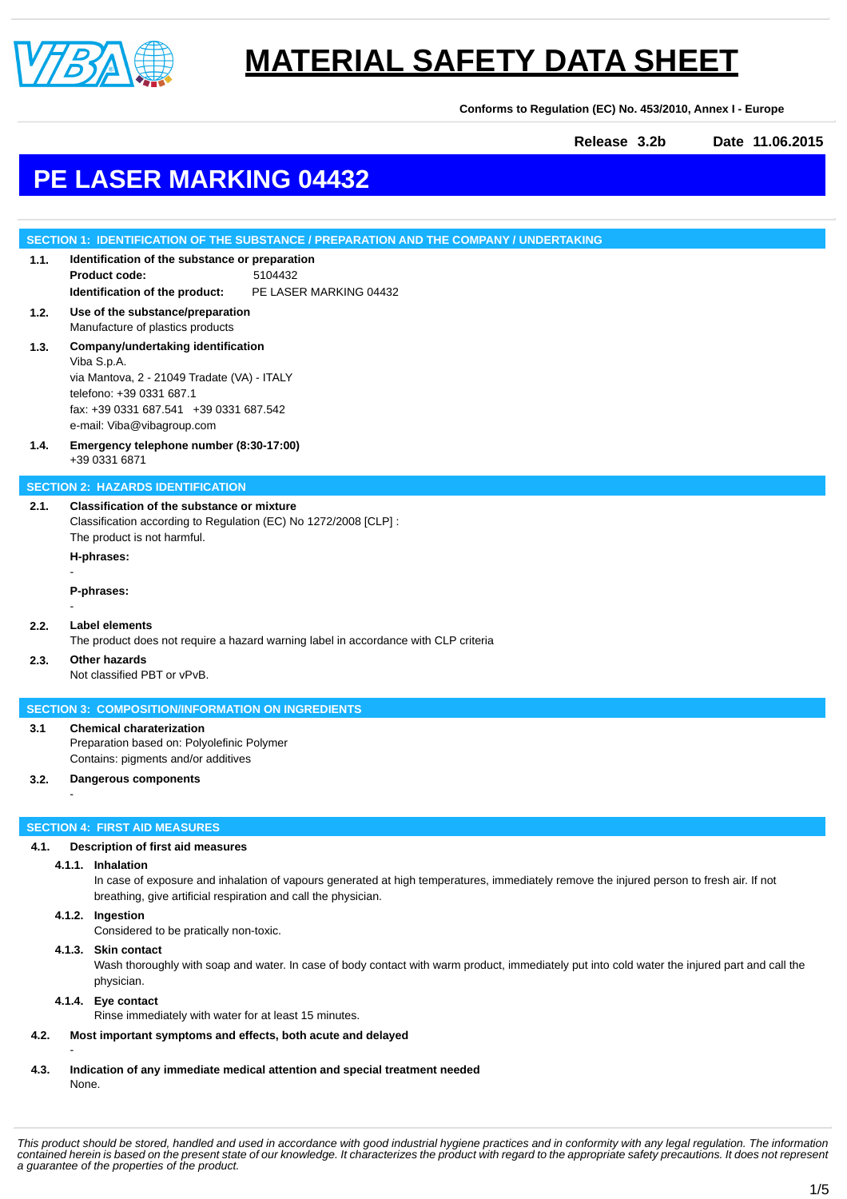# MATERIAL SAFETY DATA SHEET

**Conforms to Regulation (EC) No. 453/2010, Annex I - Europe**

**Release 3.2b** **Date 11.06.2015**

# PE LASER MARKING 04432

## SECTION 1: IDENTIFICATION OF THE SUBSTANCE / PREPARATION AND THE COMPANY / UNDERTAKING

**1.1. Identification of the substance or preparation**

**Product code:** 5104432

**Identification of the product:** PE LASER MARKING 04432

**1.2. Use of the substance/preparation**

Manufacture of plastics products

**1.3. Company/undertaking identification**

Viba S.p.A.
via Mantova, 2 - 21049 Tradate (VA) - ITALY
telefono: +39 0331 687.1
fax: +39 0331 687.541 +39 0331 687.542
e-mail: Viba@vibagroup.com

**1.4. Emergency telephone number (8:30-17:00)**

+39 0331 6871

## SECTION 2: HAZARDS IDENTIFICATION

**2.1. Classification of the substance or mixture**

Classification according to Regulation (EC) No 1272/2008 [CLP] :
The product is not harmful.

**H-phrases:**

-

**P-phrases:**

-

**2.2. Label elements**

The product does not require a hazard warning label in accordance with CLP criteria

**2.3. Other hazards**

Not classified PBT or vPvB.

## SECTION 3: COMPOSITION/INFORMATION ON INGREDIENTS

**3.1 Chemical charaterization**

Preparation based on: Polyolefinic Polymer
Contains: pigments and/or additives

**3.2. Dangerous components**

-

## SECTION 4: FIRST AID MEASURES

**4.1. Description of first aid measures**

**4.1.1. Inhalation**

In case of exposure and inhalation of vapours generated at high temperatures, immediately remove the injured person to fresh air. If not breathing, give artificial respiration and call the physician.

**4.1.2. Ingestion**

Considered to be pratically non-toxic.

**4.1.3. Skin contact**

Wash thoroughly with soap and water. In case of body contact with warm product, immediately put into cold water the injured part and call the physician.

**4.1.4. Eye contact**

Rinse immediately with water for at least 15 minutes.

**4.2. Most important symptoms and effects, both acute and delayed**

-

**4.3. Indication of any immediate medical attention and special treatment needed**

None.

*This product should be stored, handled and used in accordance with good industrial hygiene practices and in conformity with any legal regulation. The information contained herein is based on the present state of our knowledge. It characterizes the product with regard to the appropriate safety precautions. It does not represent a guarantee of the properties of the product.*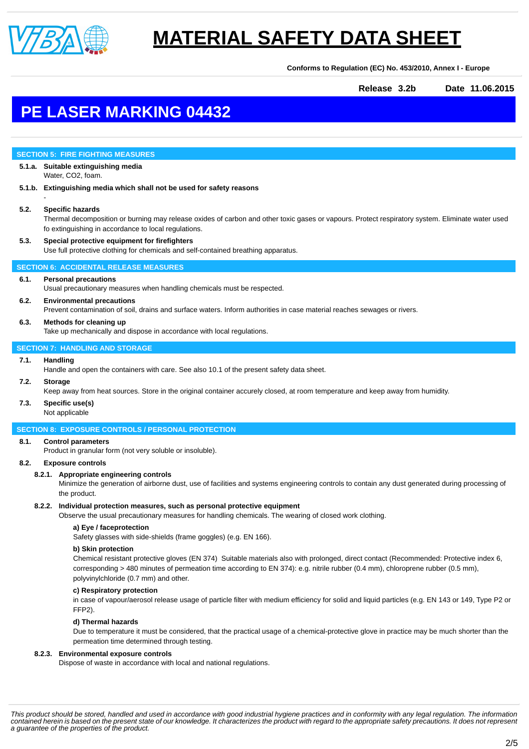# MATERIAL SAFETY DATA SHEET

**Conforms to Regulation (EC) No. 453/2010, Annex I - Europe**

**Release 3.2b** **Date 11.06.2015**

# PE LASER MARKING 04432

## SECTION 5: FIRE FIGHTING MEASURES

**5.1.a. Suitable extinguishing media**
Water, CO2, foam.

**5.1.b. Extinguishing media which shall not be used for safety reasons**
-

**5.2. Specific hazards**
Thermal decomposition or burning may release oxides of carbon and other toxic gases or vapours. Protect respiratory system. Eliminate water used fo extinguishing in accordance to local regulations.

**5.3. Special protective equipment for firefighters**
Use full protective clothing for chemicals and self-contained breathing apparatus.

## SECTION 6: ACCIDENTAL RELEASE MEASURES

**6.1. Personal precautions**
Usual precautionary measures when handling chemicals must be respected.

**6.2. Environmental precautions**
Prevent contamination of soil, drains and surface waters. Inform authorities in case material reaches sewages or rivers.

**6.3. Methods for cleaning up**
Take up mechanically and dispose in accordance with local regulations.

## SECTION 7: HANDLING AND STORAGE

**7.1. Handling**
Handle and open the containers with care. See also 10.1 of the present safety data sheet.

**7.2. Storage**
Keep away from heat sources. Store in the original container accurely closed, at room temperature and keep away from humidity.

**7.3. Specific use(s)**
Not applicable

## SECTION 8: EXPOSURE CONTROLS / PERSONAL PROTECTION

**8.1. Control parameters**
Product in granular form (not very soluble or insoluble).

**8.2. Exposure controls**

**8.2.1. Appropriate engineering controls**
Minimize the generation of airborne dust, use of facilities and systems engineering controls to contain any dust generated during processing of the product.

**8.2.2. Individual protection measures, such as personal protective equipment**
Observe the usual precautionary measures for handling chemicals. The wearing of closed work clothing.

**a) Eye / faceprotection**
Safety glasses with side-shields (frame goggles) (e.g. EN 166).

**b) Skin protection**
Chemical resistant protective gloves (EN 374) Suitable materials also with prolonged, direct contact (Recommended: Protective index 6, corresponding > 480 minutes of permeation time according to EN 374): e.g. nitrile rubber (0.4 mm), chloroprene rubber (0.5 mm), polyvinylchloride (0.7 mm) and other.

**c) Respiratory protection**
in case of vapour/aerosol release usage of particle filter with medium efficiency for solid and liquid particles (e.g. EN 143 or 149, Type P2 or FFP2).

**d) Thermal hazards**
Due to temperature it must be considered, that the practical usage of a chemical-protective glove in practice may be much shorter than the permeation time determined through testing.

**8.2.3. Environmental exposure controls**
Dispose of waste in accordance with local and national regulations.

*This product should be stored, handled and used in accordance with good industrial hygiene practices and in conformity with any legal regulation. The information contained herein is based on the present state of our knowledge. It characterizes the product with regard to the appropriate safety precautions. It does not represent a guarantee of the properties of the product.*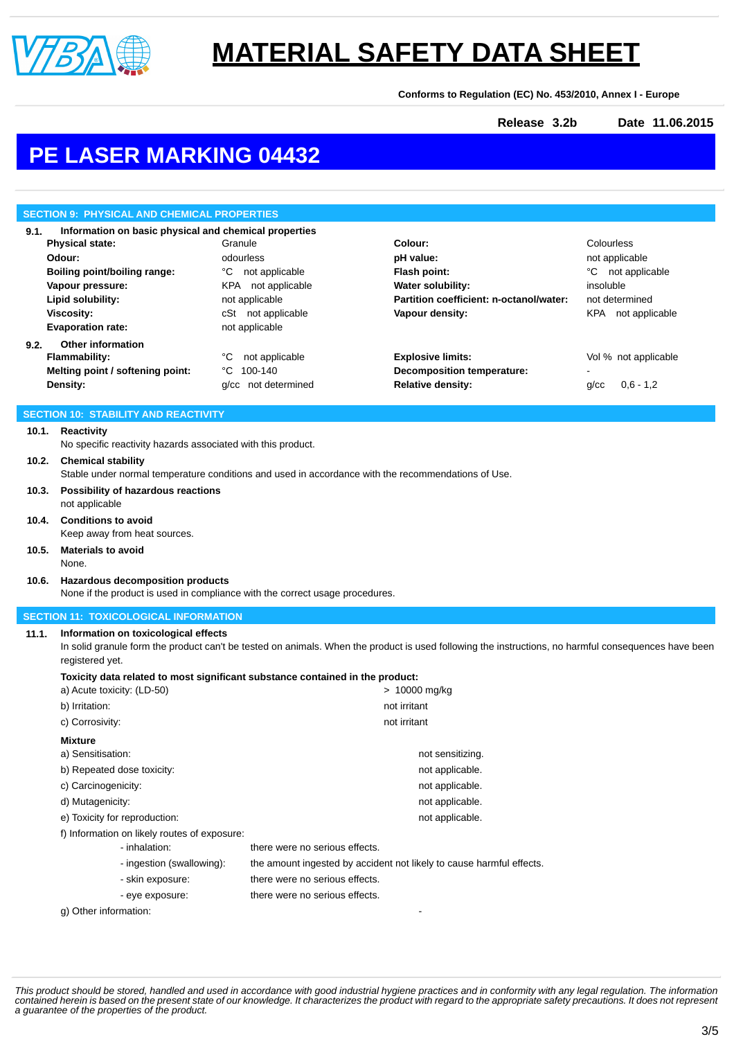# MATERIAL SAFETY DATA SHEET

**Conforms to Regulation (EC) No. 453/2010, Annex I - Europe**

**Release 3.2b** **Date 11.06.2015**

# PE LASER MARKING 04432

## SECTION 9: PHYSICAL AND CHEMICAL PROPERTIES

**9.1. Information on basic physical and chemical properties**

| | | | |
|---|---|---|---|
| **Physical state:** | Granule | **Colour:** | Colourless |
| **Odour:** | odourless | **pH value:** | not applicable |
| **Boiling point/boiling range:** | °C not applicable | **Flash point:** | °C not applicable |
| **Vapour pressure:** | KPA not applicable | **Water solubility:** | insoluble |
| **Lipid solubility:** | not applicable | **Partition coefficient: n-octanol/water:** | not determined |
| **Viscosity:** | cSt not applicable | **Vapour density:** | KPA not applicable |
| **Evaporation rate:** | not applicable | | |

**9.2. Other information**

| | | | |
|---|---|---|---|
| **Flammability:** | °C not applicable | **Explosive limits:** | Vol % not applicable |
| **Melting point / softening point:** | °C 100-140 | **Decomposition temperature:** | - |
| **Density:** | g/cc not determined | **Relative density:** | g/cc 0,6 - 1,2 |

## SECTION 10: STABILITY AND REACTIVITY

**10.1. Reactivity**
No specific reactivity hazards associated with this product.

**10.2. Chemical stability**
Stable under normal temperature conditions and used in accordance with the recommendations of Use.

**10.3. Possibility of hazardous reactions**
not applicable

**10.4. Conditions to avoid**
Keep away from heat sources.

**10.5. Materials to avoid**
None.

**10.6. Hazardous decomposition products**
None if the product is used in compliance with the correct usage procedures.

## SECTION 11: TOXICOLOGICAL INFORMATION

**11.1. Information on toxicological effects**
In solid granule form the product can't be tested on animals. When the product is used following the instructions, no harmful consequences have been registered yet.

**Toxicity data related to most significant substance contained in the product:**

| | |
|---|---|
| a) Acute toxicity: (LD-50) | > 10000 mg/kg |
| b) Irritation: | not irritant |
| c) Corrosivity: | not irritant |

**Mixture**

| | |
|---|---|
| a) Sensitisation: | not sensitizing. |
| b) Repeated dose toxicity: | not applicable. |
| c) Carcinogenicity: | not applicable. |
| d) Mutagenicity: | not applicable. |
| e) Toxicity for reproduction: | not applicable. |

f) Information on likely routes of exposure:

| | |
|---|---|
| - inhalation: | there were no serious effects. |
| - ingestion (swallowing): | the amount ingested by accident not likely to cause harmful effects. |
| - skin exposure: | there were no serious effects. |
| - eye exposure: | there were no serious effects. |

g) Other information: -

*This product should be stored, handled and used in accordance with good industrial hygiene practices and in conformity with any legal regulation. The information contained herein is based on the present state of our knowledge. It characterizes the product with regard to the appropriate safety precautions. It does not represent a guarantee of the properties of the product.*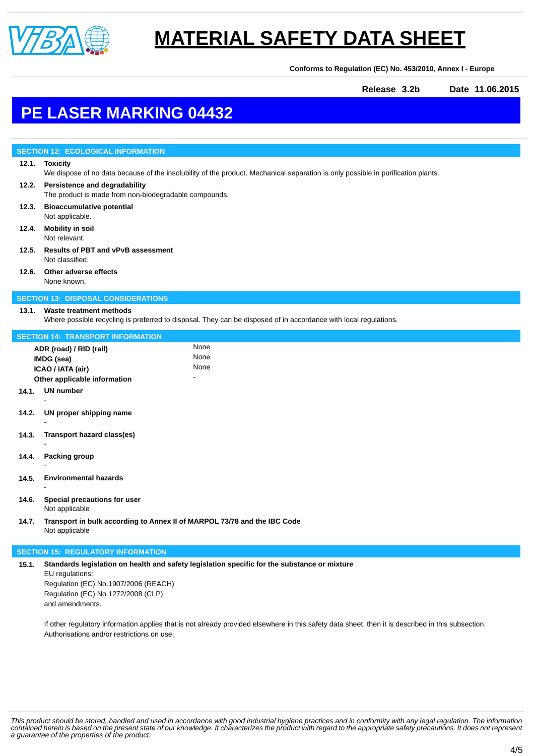# MATERIAL SAFETY DATA SHEET

**Conforms to Regulation (EC) No. 453/2010, Annex I - Europe**

**Release 3.2b** **Date 11.06.2015**

# PE LASER MARKING 04432

## SECTION 12: ECOLOGICAL INFORMATION

**12.1. Toxicity**
We dispose of no data because of the insolubility of the product. Mechanical separation is only possible in purification plants.

**12.2. Persistence and degradability**
The product is made from non-biodegradable compounds.

**12.3. Bioaccumulative potential**
Not applicable.

**12.4. Mobility in soil**
Not relevant.

**12.5. Results of PBT and vPvB assessment**
Not classified.

**12.6. Other adverse effects**
None known.

## SECTION 13: DISPOSAL CONSIDERATIONS

**13.1. Waste treatment methods**
Where possible recycling is preferred to disposal. They can be disposed of in accordance with local regulations.

## SECTION 14: TRANSPORT INFORMATION

| | |
|---|---|
| **ADR (road) / RID (rail)** | None |
| **IMDG (sea)** | None |
| **ICAO / IATA (air)** | None |
| **Other applicable information** | - |

**14.1. UN number**
-

**14.2. UN proper shipping name**
-

**14.3. Transport hazard class(es)**
-

**14.4. Packing group**
-

**14.5. Environmental hazards**
-

**14.6. Special precautions for user**
Not applicable

**14.7. Transport in bulk according to Annex II of MARPOL 73/78 and the IBC Code**
Not applicable

## SECTION 15: REGULATORY INFORMATION

**15.1. Standards legislation on health and safety legislation specific for the substance or mixture**
EU regulations:
Regulation (EC) No.1907/2006 (REACH)
Regulation (EC) No 1272/2008 (CLP)
and amendments.

If other regulatory information applies that is not already provided elsewhere in this safety data sheet, then it is described in this subsection.
Authorisations and/or restrictions on use:

*This product should be stored, handled and used in accordance with good industrial hygiene practices and in conformity with any legal regulation. The information contained herein is based on the present state of our knowledge. It characterizes the product with regard to the appropriate safety precautions. It does not represent a guarantee of the properties of the product.*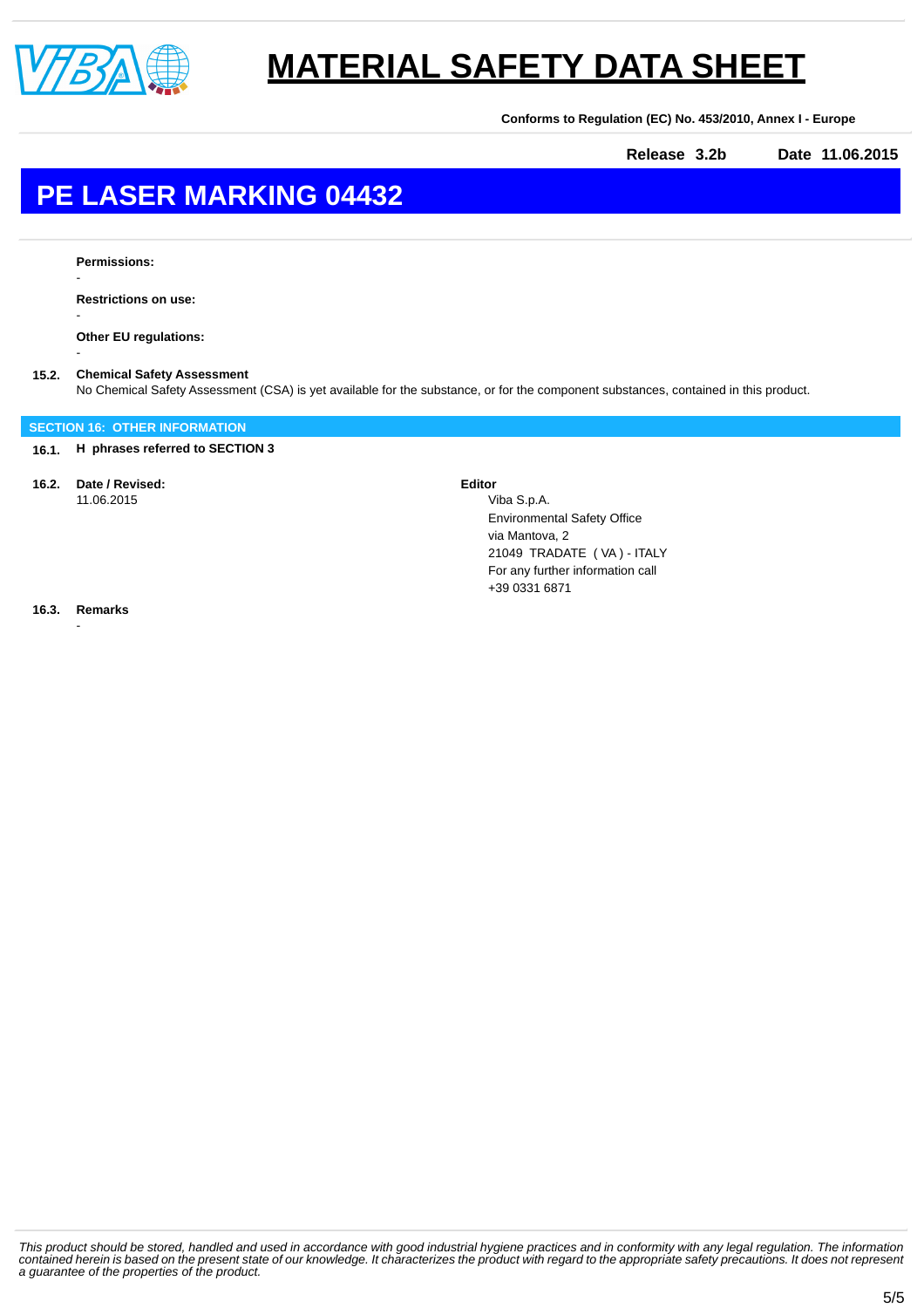Permissions:

-

Restrictions on use:

-

Other EU regulations:

-

**15.2. Chemical Safety Assessment**

No Chemical Safety Assessment (CSA) is yet available for the substance, or for the component substances, contained in this product.

## SECTION 16: OTHER INFORMATION

**16.1. H phrases referred to SECTION 3**

**16.2. Date / Revised:**

11.06.2015

**Editor**

Viba S.p.A.
Environmental Safety Office
via Mantova, 2
21049 TRADATE ( VA ) - ITALY
For any further information call
+39 0331 6871

**16.3. Remarks**

-

*This product should be stored, handled and used in accordance with good industrial hygiene practices and in conformity with any legal regulation. The information contained herein is based on the present state of our knowledge. It characterizes the product with regard to the appropriate safety precautions. It does not represent a guarantee of the properties of the product.*